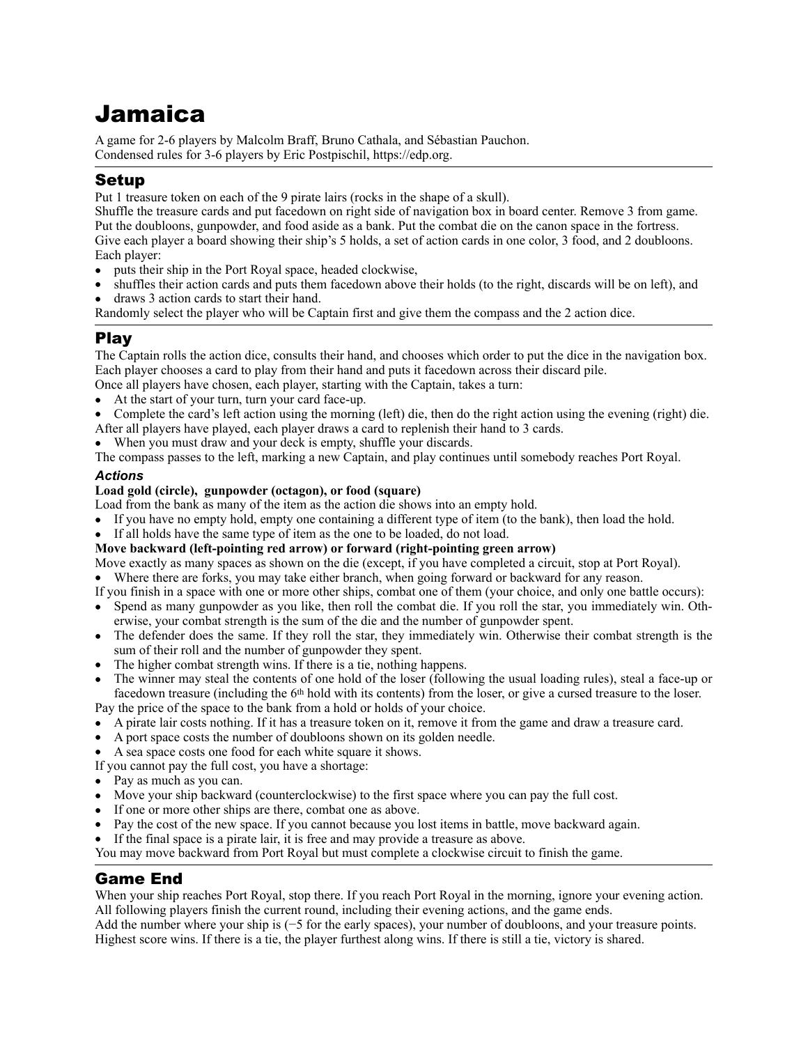# Jamaica

A game for 2-6 players by Malcolm Braff, Bruno Cathala, and Sébastian Pauchon.
Condensed rules for 3-6 players by Eric Postpischil, https://edp.org.

## Setup

Put 1 treasure token on each of the 9 pirate lairs (rocks in the shape of a skull).
Shuffle the treasure cards and put facedown on right side of navigation box in board center. Remove 3 from game.
Put the doubloons, gunpowder, and food aside as a bank. Put the combat die on the canon space in the fortress.
Give each player a board showing their ship's 5 holds, a set of action cards in one color, 3 food, and 2 doubloons.
Each player:

- puts their ship in the Port Royal space, headed clockwise,
- shuffles their action cards and puts them facedown above their holds (to the right, discards will be on left), and
- draws 3 action cards to start their hand.

Randomly select the player who will be Captain first and give them the compass and the 2 action dice.

## Play

The Captain rolls the action dice, consults their hand, and chooses which order to put the dice in the navigation box.
Each player chooses a card to play from their hand and puts it facedown across their discard pile.
Once all players have chosen, each player, starting with the Captain, takes a turn:

- At the start of your turn, turn your card face-up.
- Complete the card's left action using the morning (left) die, then do the right action using the evening (right) die.

After all players have played, each player draws a card to replenish their hand to 3 cards.

- When you must draw and your deck is empty, shuffle your discards.

The compass passes to the left, marking a new Captain, and play continues until somebody reaches Port Royal.

### *Actions*

**Load gold (circle), gunpowder (octagon), or food (square)**

Load from the bank as many of the item as the action die shows into an empty hold.

- If you have no empty hold, empty one containing a different type of item (to the bank), then load the hold.
- If all holds have the same type of item as the one to be loaded, do not load.

**Move backward (left-pointing red arrow) or forward (right-pointing green arrow)**

Move exactly as many spaces as shown on the die (except, if you have completed a circuit, stop at Port Royal).

- Where there are forks, you may take either branch, when going forward or backward for any reason.

If you finish in a space with one or more other ships, combat one of them (your choice, and only one battle occurs):

- Spend as many gunpowder as you like, then roll the combat die. If you roll the star, you immediately win. Otherwise, your combat strength is the sum of the die and the number of gunpowder spent.
- The defender does the same. If they roll the star, they immediately win. Otherwise their combat strength is the sum of their roll and the number of gunpowder they spent.
- The higher combat strength wins. If there is a tie, nothing happens.
- The winner may steal the contents of one hold of the loser (following the usual loading rules), steal a face-up or facedown treasure (including the 6th hold with its contents) from the loser, or give a cursed treasure to the loser.

Pay the price of the space to the bank from a hold or holds of your choice.

- A pirate lair costs nothing. If it has a treasure token on it, remove it from the game and draw a treasure card.
- A port space costs the number of doubloons shown on its golden needle.
- A sea space costs one food for each white square it shows.

If you cannot pay the full cost, you have a shortage:

- Pay as much as you can.
- Move your ship backward (counterclockwise) to the first space where you can pay the full cost.
- If one or more other ships are there, combat one as above.
- Pay the cost of the new space. If you cannot because you lost items in battle, move backward again.
- If the final space is a pirate lair, it is free and may provide a treasure as above.

You may move backward from Port Royal but must complete a clockwise circuit to finish the game.

## Game End

When your ship reaches Port Royal, stop there. If you reach Port Royal in the morning, ignore your evening action.
All following players finish the current round, including their evening actions, and the game ends.
Add the number where your ship is (−5 for the early spaces), your number of doubloons, and your treasure points.
Highest score wins. If there is a tie, the player furthest along wins. If there is still a tie, victory is shared.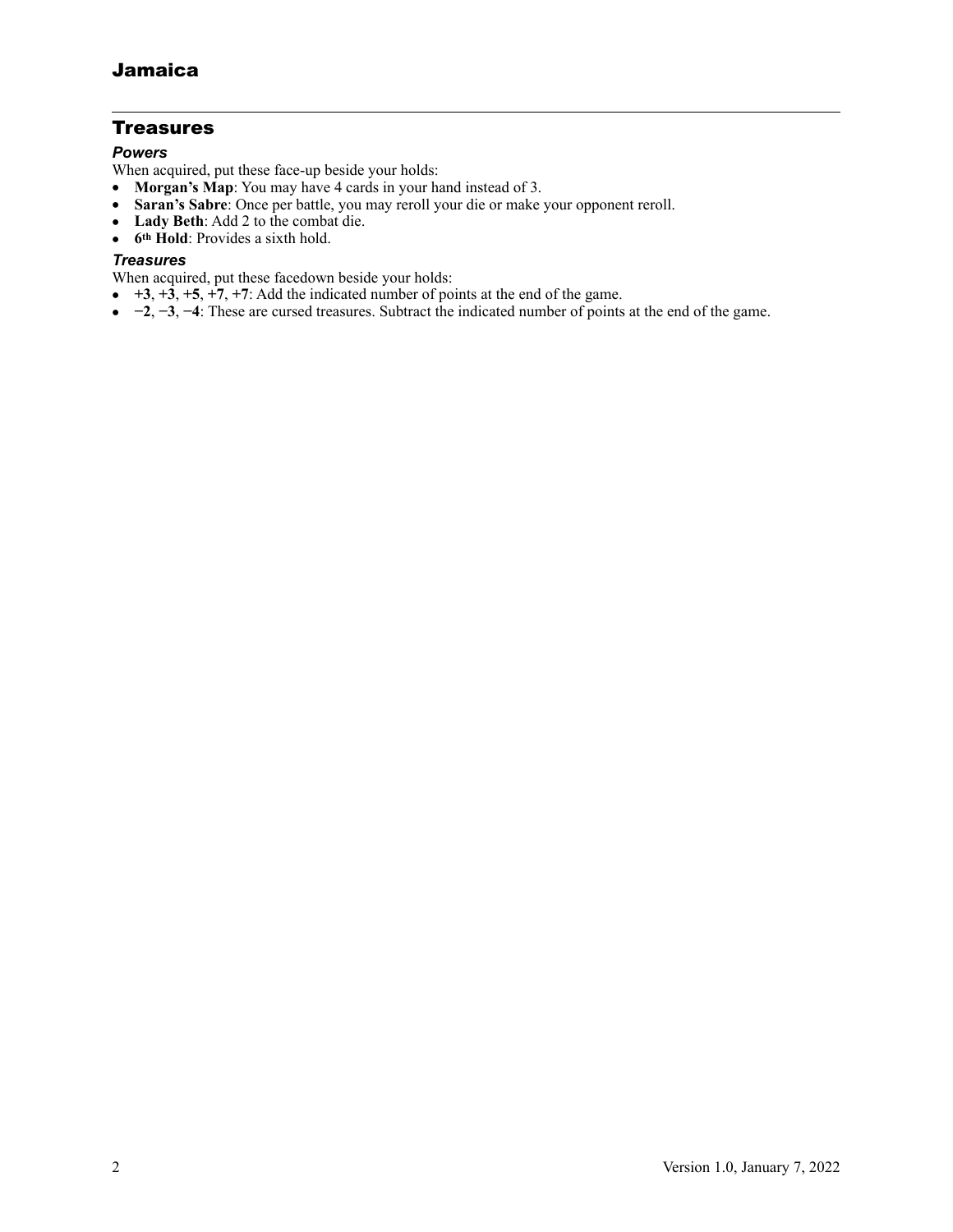## Treasures

### *Powers*

When acquired, put these face-up beside your holds:

- **Morgan's Map**: You may have 4 cards in your hand instead of 3.
- **Saran's Sabre**: Once per battle, you may reroll your die or make your opponent reroll.
- **Lady Beth**: Add 2 to the combat die.
- **6th Hold**: Provides a sixth hold.

### *Treasures*

When acquired, put these facedown beside your holds:

- **+3**, **+3**, **+5**, **+7**, **+7**: Add the indicated number of points at the end of the game.
- **−2**, **−3**, **−4**: These are cursed treasures. Subtract the indicated number of points at the end of the game.